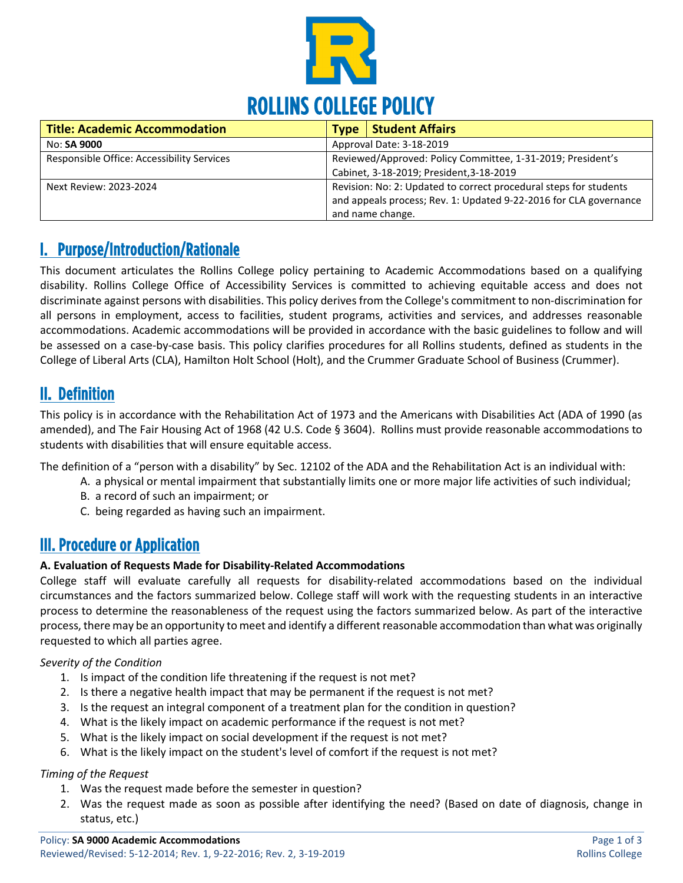# ROLLINS COLLEGE POLICY

| Title: Academic Accommodation | Type | Student Affairs |
|---|---|---|
| No: **SA 9000** | Approval Date: 3-18-2019 | |
| Responsible Office: Accessibility Services | Reviewed/Approved: Policy Committee, 1-31-2019; President's Cabinet, 3-18-2019; President,3-18-2019 | |
| Next Review: 2023-2024 | Revision: No: 2: Updated to correct procedural steps for students and appeals process; Rev. 1: Updated 9-22-2016 for CLA governance and name change. | |

## I. Purpose/Introduction/Rationale

This document articulates the Rollins College policy pertaining to Academic Accommodations based on a qualifying disability. Rollins College Office of Accessibility Services is committed to achieving equitable access and does not discriminate against persons with disabilities. This policy derives from the College's commitment to non-discrimination for all persons in employment, access to facilities, student programs, activities and services, and addresses reasonable accommodations. Academic accommodations will be provided in accordance with the basic guidelines to follow and will be assessed on a case-by-case basis. This policy clarifies procedures for all Rollins students, defined as students in the College of Liberal Arts (CLA), Hamilton Holt School (Holt), and the Crummer Graduate School of Business (Crummer).

## II. Definition

This policy is in accordance with the Rehabilitation Act of 1973 and the Americans with Disabilities Act (ADA of 1990 (as amended), and The Fair Housing Act of 1968 (42 U.S. Code § 3604). Rollins must provide reasonable accommodations to students with disabilities that will ensure equitable access.

The definition of a "person with a disability" by Sec. 12102 of the ADA and the Rehabilitation Act is an individual with:

A. a physical or mental impairment that substantially limits one or more major life activities of such individual;
B. a record of such an impairment; or
C. being regarded as having such an impairment.

## III. Procedure or Application

**A. Evaluation of Requests Made for Disability-Related Accommodations**

College staff will evaluate carefully all requests for disability-related accommodations based on the individual circumstances and the factors summarized below. College staff will work with the requesting students in an interactive process to determine the reasonableness of the request using the factors summarized below. As part of the interactive process, there may be an opportunity to meet and identify a different reasonable accommodation than what was originally requested to which all parties agree.

*Severity of the Condition*

1. Is impact of the condition life threatening if the request is not met?
2. Is there a negative health impact that may be permanent if the request is not met?
3. Is the request an integral component of a treatment plan for the condition in question?
4. What is the likely impact on academic performance if the request is not met?
5. What is the likely impact on social development if the request is not met?
6. What is the likely impact on the student's level of comfort if the request is not met?

*Timing of the Request*

1. Was the request made before the semester in question?
2. Was the request made as soon as possible after identifying the need? (Based on date of diagnosis, change in status, etc.)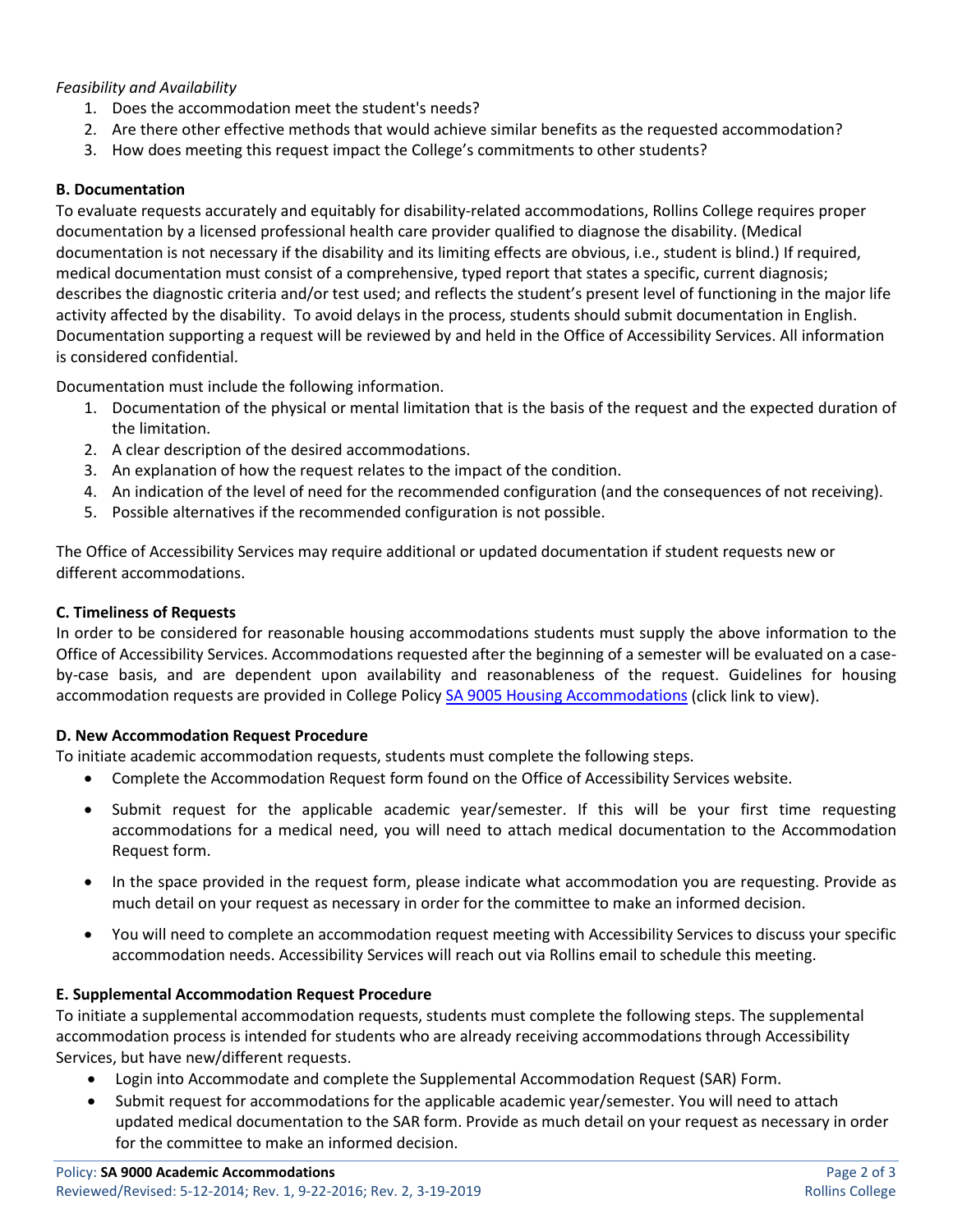*Feasibility and Availability*

1. Does the accommodation meet the student's needs?
2. Are there other effective methods that would achieve similar benefits as the requested accommodation?
3. How does meeting this request impact the College's commitments to other students?

**B. Documentation**

To evaluate requests accurately and equitably for disability-related accommodations, Rollins College requires proper documentation by a licensed professional health care provider qualified to diagnose the disability. (Medical documentation is not necessary if the disability and its limiting effects are obvious, i.e., student is blind.) If required, medical documentation must consist of a comprehensive, typed report that states a specific, current diagnosis; describes the diagnostic criteria and/or test used; and reflects the student's present level of functioning in the major life activity affected by the disability. To avoid delays in the process, students should submit documentation in English. Documentation supporting a request will be reviewed by and held in the Office of Accessibility Services. All information is considered confidential.

Documentation must include the following information.

1. Documentation of the physical or mental limitation that is the basis of the request and the expected duration of the limitation.
2. A clear description of the desired accommodations.
3. An explanation of how the request relates to the impact of the condition.
4. An indication of the level of need for the recommended configuration (and the consequences of not receiving).
5. Possible alternatives if the recommended configuration is not possible.

The Office of Accessibility Services may require additional or updated documentation if student requests new or different accommodations.

**C. Timeliness of Requests**

In order to be considered for reasonable housing accommodations students must supply the above information to the Office of Accessibility Services. Accommodations requested after the beginning of a semester will be evaluated on a case-by-case basis, and are dependent upon availability and reasonableness of the request. Guidelines for housing accommodation requests are provided in College Policy SA 9005 Housing Accommodations (click link to view).

**D. New Accommodation Request Procedure**

To initiate academic accommodation requests, students must complete the following steps.

- Complete the Accommodation Request form found on the Office of Accessibility Services website.
- Submit request for the applicable academic year/semester. If this will be your first time requesting accommodations for a medical need, you will need to attach medical documentation to the Accommodation Request form.
- In the space provided in the request form, please indicate what accommodation you are requesting. Provide as much detail on your request as necessary in order for the committee to make an informed decision.
- You will need to complete an accommodation request meeting with Accessibility Services to discuss your specific accommodation needs. Accessibility Services will reach out via Rollins email to schedule this meeting.

**E. Supplemental Accommodation Request Procedure**

To initiate a supplemental accommodation requests, students must complete the following steps. The supplemental accommodation process is intended for students who are already receiving accommodations through Accessibility Services, but have new/different requests.

- Login into Accommodate and complete the Supplemental Accommodation Request (SAR) Form.
- Submit request for accommodations for the applicable academic year/semester. You will need to attach updated medical documentation to the SAR form. Provide as much detail on your request as necessary in order for the committee to make an informed decision.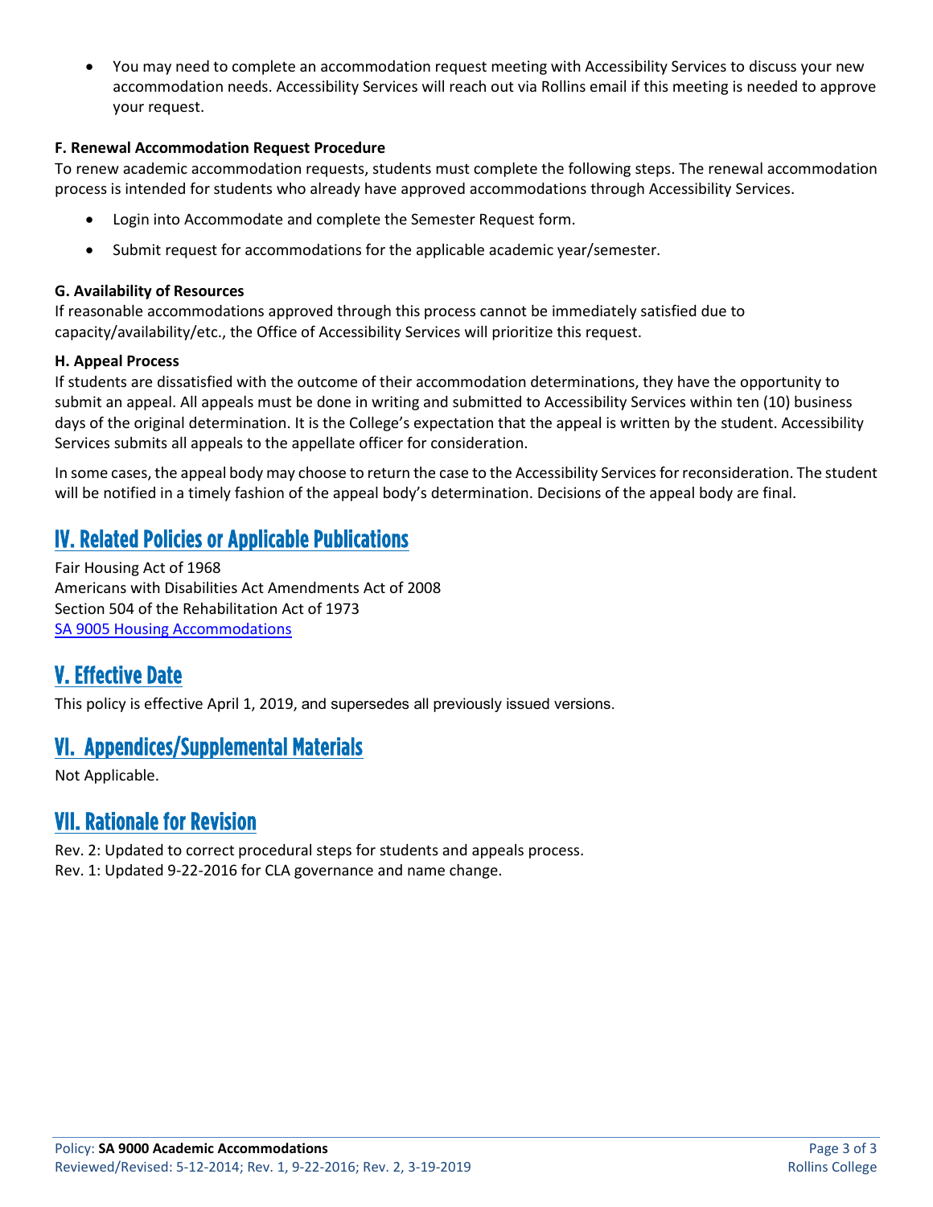- You may need to complete an accommodation request meeting with Accessibility Services to discuss your new accommodation needs. Accessibility Services will reach out via Rollins email if this meeting is needed to approve your request.

**F. Renewal Accommodation Request Procedure**

To renew academic accommodation requests, students must complete the following steps. The renewal accommodation process is intended for students who already have approved accommodations through Accessibility Services.

- Login into Accommodate and complete the Semester Request form.
- Submit request for accommodations for the applicable academic year/semester.

**G. Availability of Resources**

If reasonable accommodations approved through this process cannot be immediately satisfied due to capacity/availability/etc., the Office of Accessibility Services will prioritize this request.

**H. Appeal Process**

If students are dissatisfied with the outcome of their accommodation determinations, they have the opportunity to submit an appeal. All appeals must be done in writing and submitted to Accessibility Services within ten (10) business days of the original determination. It is the College's expectation that the appeal is written by the student. Accessibility Services submits all appeals to the appellate officer for consideration.

In some cases, the appeal body may choose to return the case to the Accessibility Services for reconsideration. The student will be notified in a timely fashion of the appeal body's determination. Decisions of the appeal body are final.

## IV. Related Policies or Applicable Publications

Fair Housing Act of 1968
Americans with Disabilities Act Amendments Act of 2008
Section 504 of the Rehabilitation Act of 1973
SA 9005 Housing Accommodations

## V. Effective Date

This policy is effective April 1, 2019, and supersedes all previously issued versions.

## VI. Appendices/Supplemental Materials

Not Applicable.

## VII. Rationale for Revision

Rev. 2: Updated to correct procedural steps for students and appeals process.
Rev. 1: Updated 9-22-2016 for CLA governance and name change.